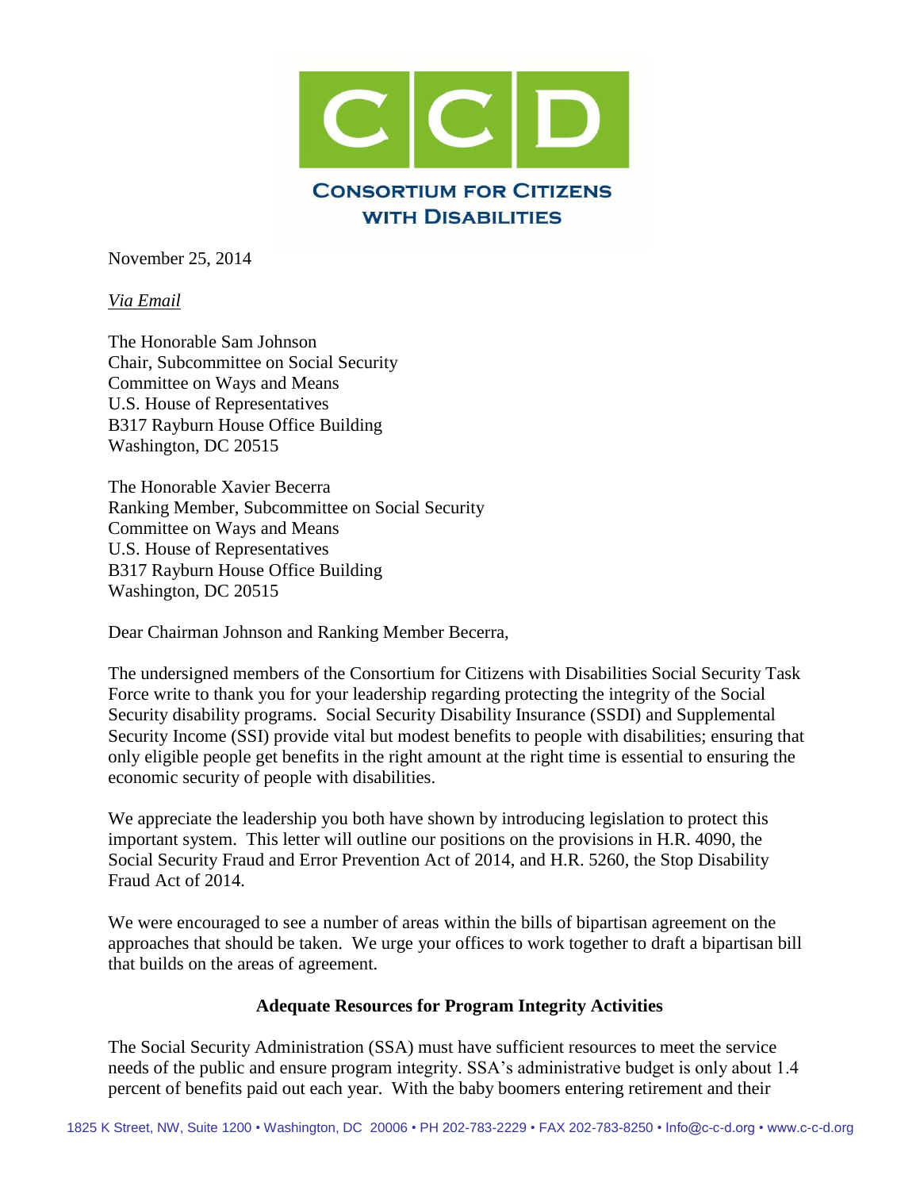**CCD**

**CONSORTIUM FOR CITIZENS WITH DISABILITIES**

November 25, 2014

*Via Email*

The Honorable Sam Johnson
Chair, Subcommittee on Social Security
Committee on Ways and Means
U.S. House of Representatives
B317 Rayburn House Office Building
Washington, DC 20515

The Honorable Xavier Becerra
Ranking Member, Subcommittee on Social Security
Committee on Ways and Means
U.S. House of Representatives
B317 Rayburn House Office Building
Washington, DC 20515

Dear Chairman Johnson and Ranking Member Becerra,

The undersigned members of the Consortium for Citizens with Disabilities Social Security Task Force write to thank you for your leadership regarding protecting the integrity of the Social Security disability programs. Social Security Disability Insurance (SSDI) and Supplemental Security Income (SSI) provide vital but modest benefits to people with disabilities; ensuring that only eligible people get benefits in the right amount at the right time is essential to ensuring the economic security of people with disabilities.

We appreciate the leadership you both have shown by introducing legislation to protect this important system. This letter will outline our positions on the provisions in H.R. 4090, the Social Security Fraud and Error Prevention Act of 2014, and H.R. 5260, the Stop Disability Fraud Act of 2014.

We were encouraged to see a number of areas within the bills of bipartisan agreement on the approaches that should be taken. We urge your offices to work together to draft a bipartisan bill that builds on the areas of agreement.

## Adequate Resources for Program Integrity Activities

The Social Security Administration (SSA) must have sufficient resources to meet the service needs of the public and ensure program integrity. SSA's administrative budget is only about 1.4 percent of benefits paid out each year. With the baby boomers entering retirement and their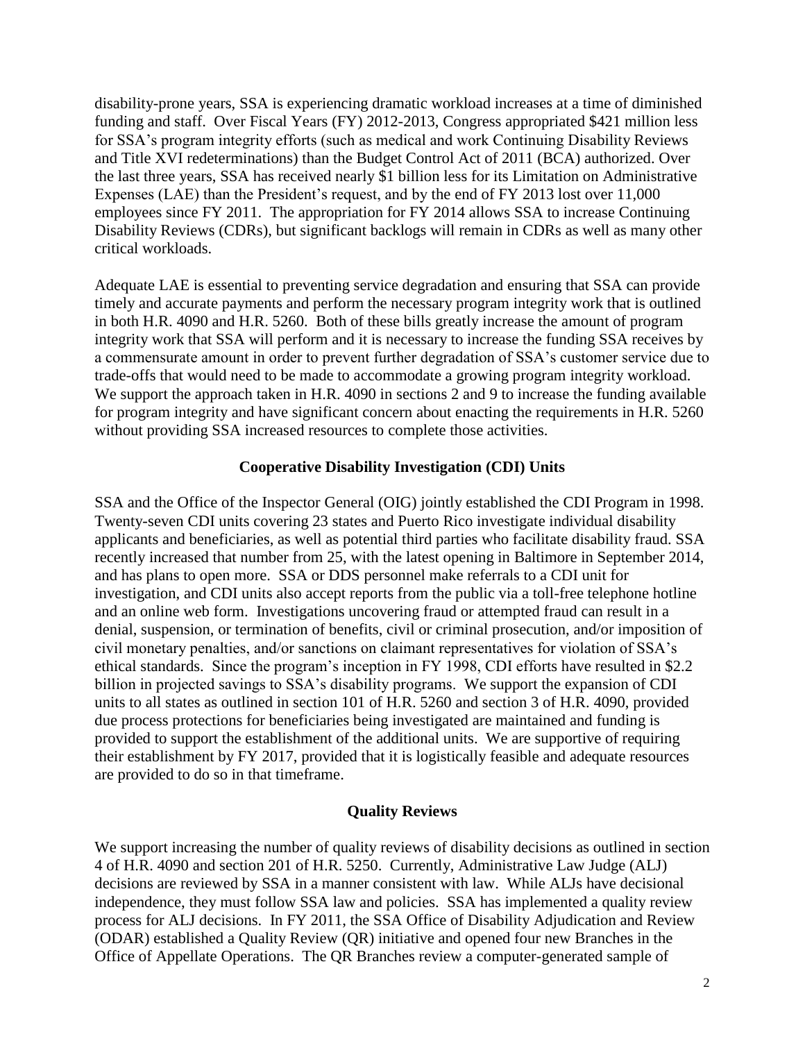disability-prone years, SSA is experiencing dramatic workload increases at a time of diminished funding and staff. Over Fiscal Years (FY) 2012-2013, Congress appropriated $421 million less for SSA's program integrity efforts (such as medical and work Continuing Disability Reviews and Title XVI redeterminations) than the Budget Control Act of 2011 (BCA) authorized. Over the last three years, SSA has received nearly $1 billion less for its Limitation on Administrative Expenses (LAE) than the President's request, and by the end of FY 2013 lost over 11,000 employees since FY 2011. The appropriation for FY 2014 allows SSA to increase Continuing Disability Reviews (CDRs), but significant backlogs will remain in CDRs as well as many other critical workloads.

Adequate LAE is essential to preventing service degradation and ensuring that SSA can provide timely and accurate payments and perform the necessary program integrity work that is outlined in both H.R. 4090 and H.R. 5260. Both of these bills greatly increase the amount of program integrity work that SSA will perform and it is necessary to increase the funding SSA receives by a commensurate amount in order to prevent further degradation of SSA's customer service due to trade-offs that would need to be made to accommodate a growing program integrity workload. We support the approach taken in H.R. 4090 in sections 2 and 9 to increase the funding available for program integrity and have significant concern about enacting the requirements in H.R. 5260 without providing SSA increased resources to complete those activities.

**Cooperative Disability Investigation (CDI) Units**

SSA and the Office of the Inspector General (OIG) jointly established the CDI Program in 1998. Twenty-seven CDI units covering 23 states and Puerto Rico investigate individual disability applicants and beneficiaries, as well as potential third parties who facilitate disability fraud. SSA recently increased that number from 25, with the latest opening in Baltimore in September 2014, and has plans to open more. SSA or DDS personnel make referrals to a CDI unit for investigation, and CDI units also accept reports from the public via a toll-free telephone hotline and an online web form. Investigations uncovering fraud or attempted fraud can result in a denial, suspension, or termination of benefits, civil or criminal prosecution, and/or imposition of civil monetary penalties, and/or sanctions on claimant representatives for violation of SSA's ethical standards. Since the program's inception in FY 1998, CDI efforts have resulted in $2.2 billion in projected savings to SSA's disability programs. We support the expansion of CDI units to all states as outlined in section 101 of H.R. 5260 and section 3 of H.R. 4090, provided due process protections for beneficiaries being investigated are maintained and funding is provided to support the establishment of the additional units. We are supportive of requiring their establishment by FY 2017, provided that it is logistically feasible and adequate resources are provided to do so in that timeframe.

**Quality Reviews**

We support increasing the number of quality reviews of disability decisions as outlined in section 4 of H.R. 4090 and section 201 of H.R. 5250. Currently, Administrative Law Judge (ALJ) decisions are reviewed by SSA in a manner consistent with law. While ALJs have decisional independence, they must follow SSA law and policies. SSA has implemented a quality review process for ALJ decisions. In FY 2011, the SSA Office of Disability Adjudication and Review (ODAR) established a Quality Review (QR) initiative and opened four new Branches in the Office of Appellate Operations. The QR Branches review a computer-generated sample of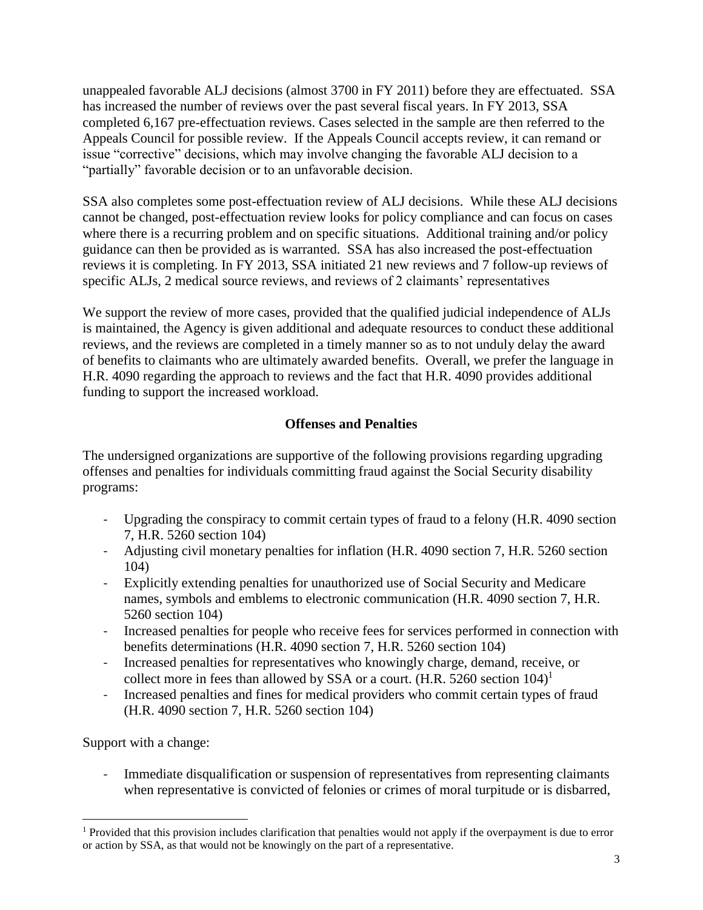unappealed favorable ALJ decisions (almost 3700 in FY 2011) before they are effectuated. SSA has increased the number of reviews over the past several fiscal years. In FY 2013, SSA completed 6,167 pre-effectuation reviews. Cases selected in the sample are then referred to the Appeals Council for possible review. If the Appeals Council accepts review, it can remand or issue "corrective" decisions, which may involve changing the favorable ALJ decision to a "partially" favorable decision or to an unfavorable decision.

SSA also completes some post-effectuation review of ALJ decisions. While these ALJ decisions cannot be changed, post-effectuation review looks for policy compliance and can focus on cases where there is a recurring problem and on specific situations. Additional training and/or policy guidance can then be provided as is warranted. SSA has also increased the post-effectuation reviews it is completing. In FY 2013, SSA initiated 21 new reviews and 7 follow-up reviews of specific ALJs, 2 medical source reviews, and reviews of 2 claimants' representatives

We support the review of more cases, provided that the qualified judicial independence of ALJs is maintained, the Agency is given additional and adequate resources to conduct these additional reviews, and the reviews are completed in a timely manner so as to not unduly delay the award of benefits to claimants who are ultimately awarded benefits. Overall, we prefer the language in H.R. 4090 regarding the approach to reviews and the fact that H.R. 4090 provides additional funding to support the increased workload.

**Offenses and Penalties**

The undersigned organizations are supportive of the following provisions regarding upgrading offenses and penalties for individuals committing fraud against the Social Security disability programs:

- Upgrading the conspiracy to commit certain types of fraud to a felony (H.R. 4090 section 7, H.R. 5260 section 104)
- Adjusting civil monetary penalties for inflation (H.R. 4090 section 7, H.R. 5260 section 104)
- Explicitly extending penalties for unauthorized use of Social Security and Medicare names, symbols and emblems to electronic communication (H.R. 4090 section 7, H.R. 5260 section 104)
- Increased penalties for people who receive fees for services performed in connection with benefits determinations (H.R. 4090 section 7, H.R. 5260 section 104)
- Increased penalties for representatives who knowingly charge, demand, receive, or collect more in fees than allowed by SSA or a court. (H.R. 5260 section 104)[1]
- Increased penalties and fines for medical providers who commit certain types of fraud (H.R. 4090 section 7, H.R. 5260 section 104)

Support with a change:

- Immediate disqualification or suspension of representatives from representing claimants when representative is convicted of felonies or crimes of moral turpitude or is disbarred,

[1] Provided that this provision includes clarification that penalties would not apply if the overpayment is due to error or action by SSA, as that would not be knowingly on the part of a representative.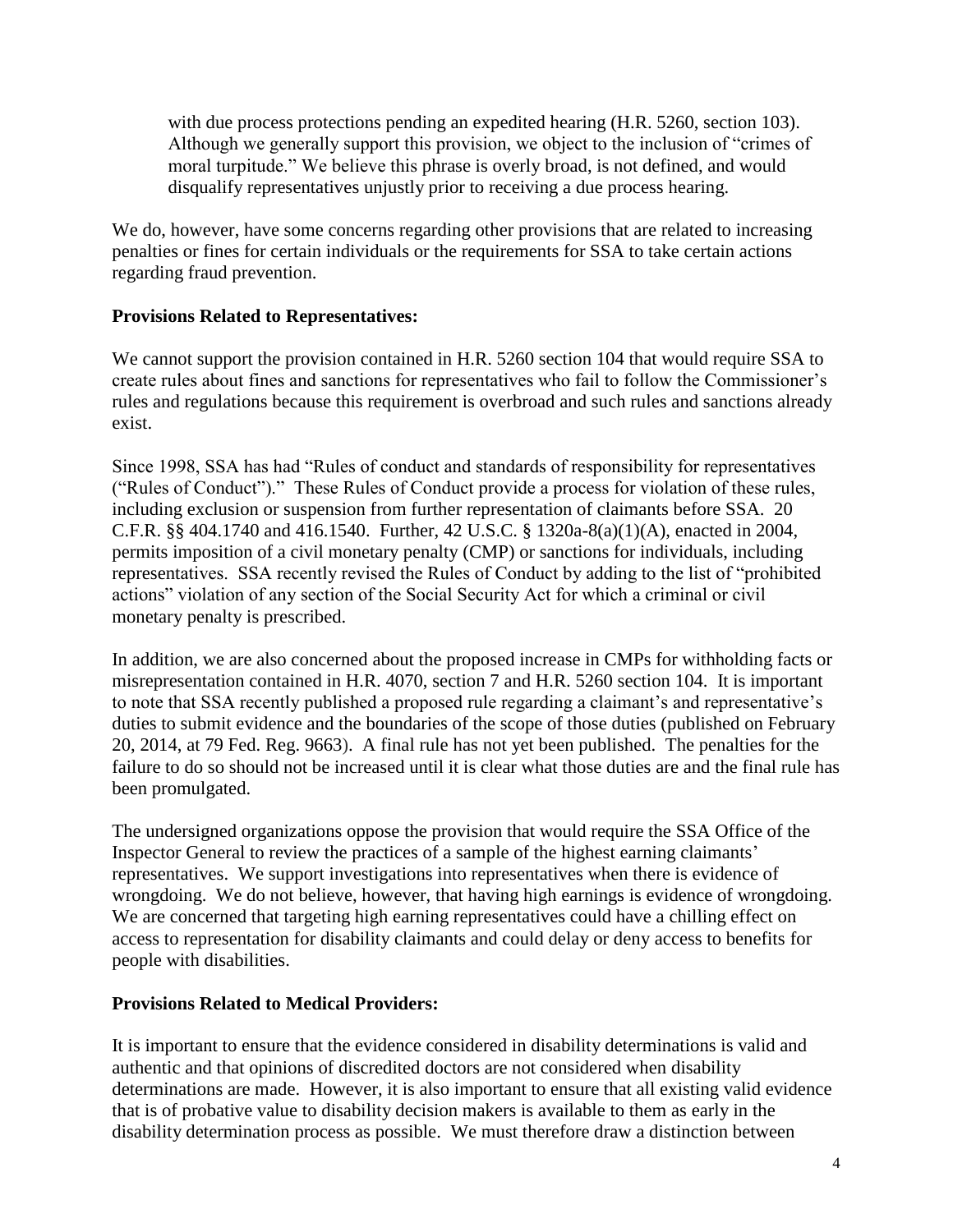with due process protections pending an expedited hearing (H.R. 5260, section 103). Although we generally support this provision, we object to the inclusion of "crimes of moral turpitude." We believe this phrase is overly broad, is not defined, and would disqualify representatives unjustly prior to receiving a due process hearing.

We do, however, have some concerns regarding other provisions that are related to increasing penalties or fines for certain individuals or the requirements for SSA to take certain actions regarding fraud prevention.

**Provisions Related to Representatives:**

We cannot support the provision contained in H.R. 5260 section 104 that would require SSA to create rules about fines and sanctions for representatives who fail to follow the Commissioner's rules and regulations because this requirement is overbroad and such rules and sanctions already exist.

Since 1998, SSA has had "Rules of conduct and standards of responsibility for representatives ("Rules of Conduct")." These Rules of Conduct provide a process for violation of these rules, including exclusion or suspension from further representation of claimants before SSA. 20 C.F.R. §§ 404.1740 and 416.1540. Further, 42 U.S.C. § 1320a-8(a)(1)(A), enacted in 2004, permits imposition of a civil monetary penalty (CMP) or sanctions for individuals, including representatives. SSA recently revised the Rules of Conduct by adding to the list of "prohibited actions" violation of any section of the Social Security Act for which a criminal or civil monetary penalty is prescribed.

In addition, we are also concerned about the proposed increase in CMPs for withholding facts or misrepresentation contained in H.R. 4070, section 7 and H.R. 5260 section 104. It is important to note that SSA recently published a proposed rule regarding a claimant's and representative's duties to submit evidence and the boundaries of the scope of those duties (published on February 20, 2014, at 79 Fed. Reg. 9663). A final rule has not yet been published. The penalties for the failure to do so should not be increased until it is clear what those duties are and the final rule has been promulgated.

The undersigned organizations oppose the provision that would require the SSA Office of the Inspector General to review the practices of a sample of the highest earning claimants' representatives. We support investigations into representatives when there is evidence of wrongdoing. We do not believe, however, that having high earnings is evidence of wrongdoing. We are concerned that targeting high earning representatives could have a chilling effect on access to representation for disability claimants and could delay or deny access to benefits for people with disabilities.

**Provisions Related to Medical Providers:**

It is important to ensure that the evidence considered in disability determinations is valid and authentic and that opinions of discredited doctors are not considered when disability determinations are made. However, it is also important to ensure that all existing valid evidence that is of probative value to disability decision makers is available to them as early in the disability determination process as possible. We must therefore draw a distinction between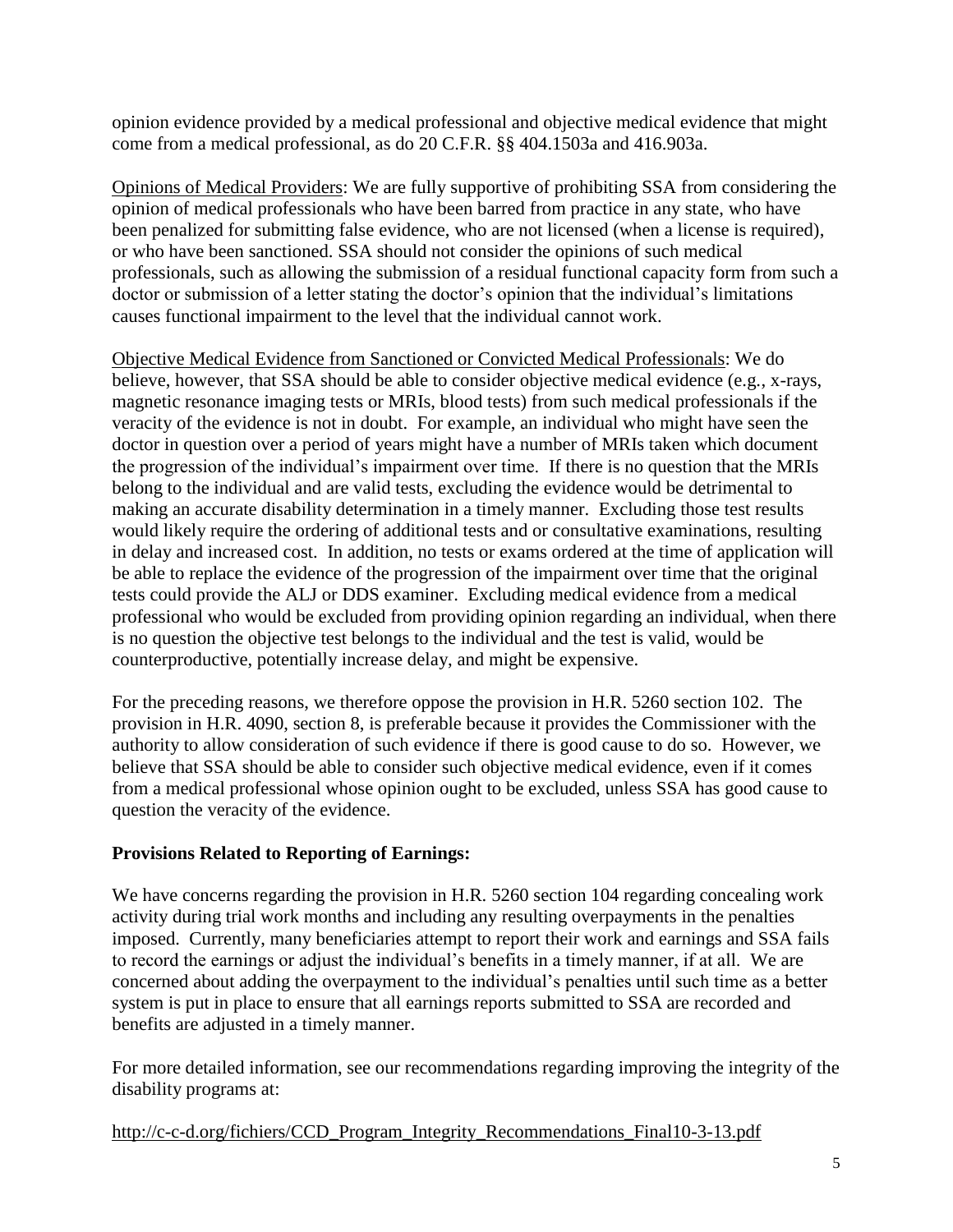opinion evidence provided by a medical professional and objective medical evidence that might come from a medical professional, as do 20 C.F.R. §§ 404.1503a and 416.903a.

Opinions of Medical Providers: We are fully supportive of prohibiting SSA from considering the opinion of medical professionals who have been barred from practice in any state, who have been penalized for submitting false evidence, who are not licensed (when a license is required), or who have been sanctioned. SSA should not consider the opinions of such medical professionals, such as allowing the submission of a residual functional capacity form from such a doctor or submission of a letter stating the doctor's opinion that the individual's limitations causes functional impairment to the level that the individual cannot work.

Objective Medical Evidence from Sanctioned or Convicted Medical Professionals: We do believe, however, that SSA should be able to consider objective medical evidence (e.g., x-rays, magnetic resonance imaging tests or MRIs, blood tests) from such medical professionals if the veracity of the evidence is not in doubt. For example, an individual who might have seen the doctor in question over a period of years might have a number of MRIs taken which document the progression of the individual's impairment over time. If there is no question that the MRIs belong to the individual and are valid tests, excluding the evidence would be detrimental to making an accurate disability determination in a timely manner. Excluding those test results would likely require the ordering of additional tests and or consultative examinations, resulting in delay and increased cost. In addition, no tests or exams ordered at the time of application will be able to replace the evidence of the progression of the impairment over time that the original tests could provide the ALJ or DDS examiner. Excluding medical evidence from a medical professional who would be excluded from providing opinion regarding an individual, when there is no question the objective test belongs to the individual and the test is valid, would be counterproductive, potentially increase delay, and might be expensive.

For the preceding reasons, we therefore oppose the provision in H.R. 5260 section 102. The provision in H.R. 4090, section 8, is preferable because it provides the Commissioner with the authority to allow consideration of such evidence if there is good cause to do so. However, we believe that SSA should be able to consider such objective medical evidence, even if it comes from a medical professional whose opinion ought to be excluded, unless SSA has good cause to question the veracity of the evidence.

**Provisions Related to Reporting of Earnings:**

We have concerns regarding the provision in H.R. 5260 section 104 regarding concealing work activity during trial work months and including any resulting overpayments in the penalties imposed. Currently, many beneficiaries attempt to report their work and earnings and SSA fails to record the earnings or adjust the individual's benefits in a timely manner, if at all. We are concerned about adding the overpayment to the individual's penalties until such time as a better system is put in place to ensure that all earnings reports submitted to SSA are recorded and benefits are adjusted in a timely manner.

For more detailed information, see our recommendations regarding improving the integrity of the disability programs at:

http://c-c-d.org/fichiers/CCD_Program_Integrity_Recommendations_Final10-3-13.pdf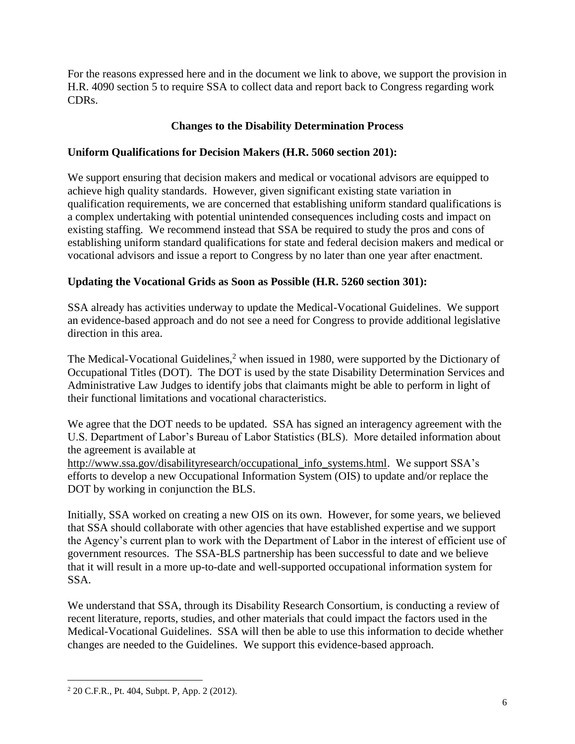For the reasons expressed here and in the document we link to above, we support the provision in H.R. 4090 section 5 to require SSA to collect data and report back to Congress regarding work CDRs.

## Changes to the Disability Determination Process

### Uniform Qualifications for Decision Makers (H.R. 5060 section 201):

We support ensuring that decision makers and medical or vocational advisors are equipped to achieve high quality standards. However, given significant existing state variation in qualification requirements, we are concerned that establishing uniform standard qualifications is a complex undertaking with potential unintended consequences including costs and impact on existing staffing. We recommend instead that SSA be required to study the pros and cons of establishing uniform standard qualifications for state and federal decision makers and medical or vocational advisors and issue a report to Congress by no later than one year after enactment.

### Updating the Vocational Grids as Soon as Possible (H.R. 5260 section 301):

SSA already has activities underway to update the Medical-Vocational Guidelines. We support an evidence-based approach and do not see a need for Congress to provide additional legislative direction in this area.

The Medical-Vocational Guidelines,[2] when issued in 1980, were supported by the Dictionary of Occupational Titles (DOT). The DOT is used by the state Disability Determination Services and Administrative Law Judges to identify jobs that claimants might be able to perform in light of their functional limitations and vocational characteristics.

We agree that the DOT needs to be updated. SSA has signed an interagency agreement with the U.S. Department of Labor's Bureau of Labor Statistics (BLS). More detailed information about the agreement is available at http://www.ssa.gov/disabilityresearch/occupational_info_systems.html. We support SSA's efforts to develop a new Occupational Information System (OIS) to update and/or replace the DOT by working in conjunction the BLS.

Initially, SSA worked on creating a new OIS on its own. However, for some years, we believed that SSA should collaborate with other agencies that have established expertise and we support the Agency's current plan to work with the Department of Labor in the interest of efficient use of government resources. The SSA-BLS partnership has been successful to date and we believe that it will result in a more up-to-date and well-supported occupational information system for SSA.

We understand that SSA, through its Disability Research Consortium, is conducting a review of recent literature, reports, studies, and other materials that could impact the factors used in the Medical-Vocational Guidelines. SSA will then be able to use this information to decide whether changes are needed to the Guidelines. We support this evidence-based approach.

---

[2] 20 C.F.R., Pt. 404, Subpt. P, App. 2 (2012).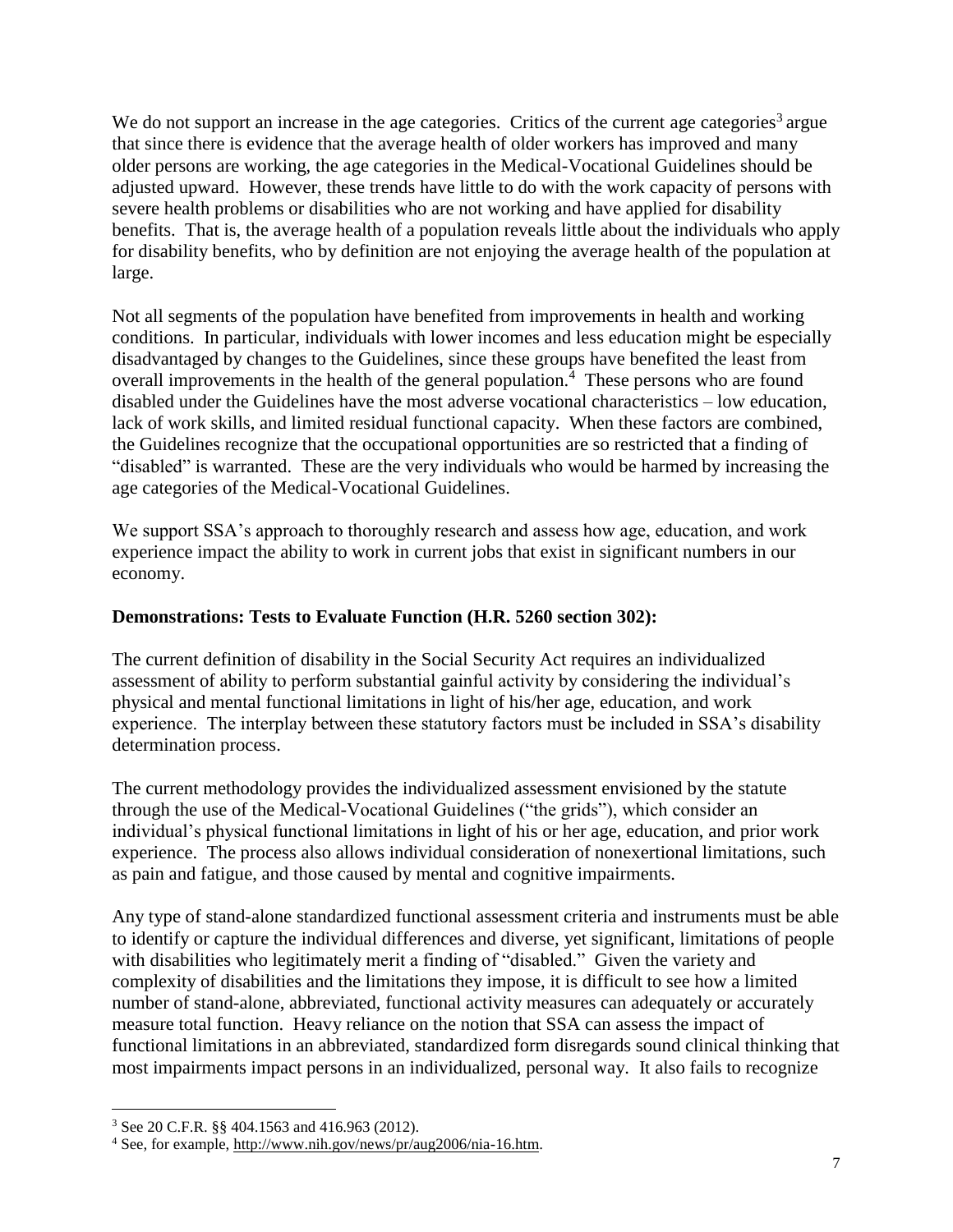We do not support an increase in the age categories. Critics of the current age categories[3] argue that since there is evidence that the average health of older workers has improved and many older persons are working, the age categories in the Medical-Vocational Guidelines should be adjusted upward. However, these trends have little to do with the work capacity of persons with severe health problems or disabilities who are not working and have applied for disability benefits. That is, the average health of a population reveals little about the individuals who apply for disability benefits, who by definition are not enjoying the average health of the population at large.

Not all segments of the population have benefited from improvements in health and working conditions. In particular, individuals with lower incomes and less education might be especially disadvantaged by changes to the Guidelines, since these groups have benefited the least from overall improvements in the health of the general population.[4] These persons who are found disabled under the Guidelines have the most adverse vocational characteristics – low education, lack of work skills, and limited residual functional capacity. When these factors are combined, the Guidelines recognize that the occupational opportunities are so restricted that a finding of "disabled" is warranted. These are the very individuals who would be harmed by increasing the age categories of the Medical-Vocational Guidelines.

We support SSA's approach to thoroughly research and assess how age, education, and work experience impact the ability to work in current jobs that exist in significant numbers in our economy.

**Demonstrations: Tests to Evaluate Function (H.R. 5260 section 302):**

The current definition of disability in the Social Security Act requires an individualized assessment of ability to perform substantial gainful activity by considering the individual's physical and mental functional limitations in light of his/her age, education, and work experience. The interplay between these statutory factors must be included in SSA's disability determination process.

The current methodology provides the individualized assessment envisioned by the statute through the use of the Medical-Vocational Guidelines ("the grids"), which consider an individual's physical functional limitations in light of his or her age, education, and prior work experience. The process also allows individual consideration of nonexertional limitations, such as pain and fatigue, and those caused by mental and cognitive impairments.

Any type of stand-alone standardized functional assessment criteria and instruments must be able to identify or capture the individual differences and diverse, yet significant, limitations of people with disabilities who legitimately merit a finding of "disabled." Given the variety and complexity of disabilities and the limitations they impose, it is difficult to see how a limited number of stand-alone, abbreviated, functional activity measures can adequately or accurately measure total function. Heavy reliance on the notion that SSA can assess the impact of functional limitations in an abbreviated, standardized form disregards sound clinical thinking that most impairments impact persons in an individualized, personal way. It also fails to recognize

---

[3] See 20 C.F.R. §§ 404.1563 and 416.963 (2012).

[4] See, for example, http://www.nih.gov/news/pr/aug2006/nia-16.htm.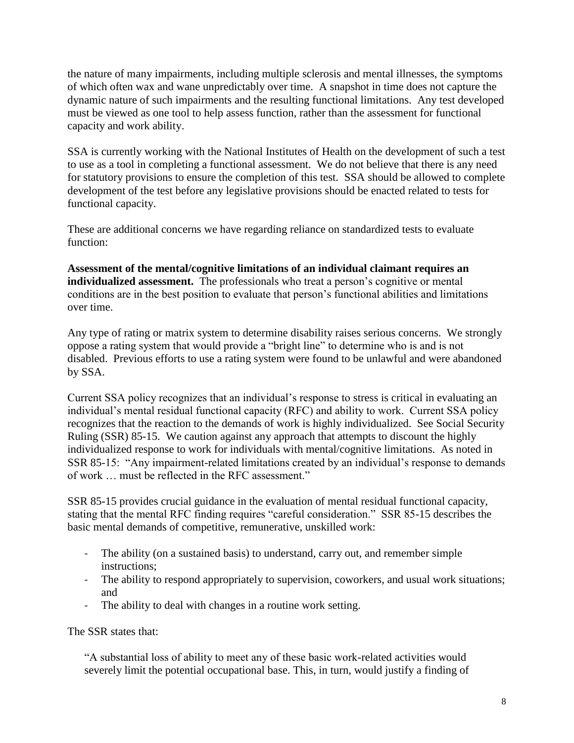the nature of many impairments, including multiple sclerosis and mental illnesses, the symptoms of which often wax and wane unpredictably over time. A snapshot in time does not capture the dynamic nature of such impairments and the resulting functional limitations. Any test developed must be viewed as one tool to help assess function, rather than the assessment for functional capacity and work ability.

SSA is currently working with the National Institutes of Health on the development of such a test to use as a tool in completing a functional assessment. We do not believe that there is any need for statutory provisions to ensure the completion of this test. SSA should be allowed to complete development of the test before any legislative provisions should be enacted related to tests for functional capacity.

These are additional concerns we have regarding reliance on standardized tests to evaluate function:

**Assessment of the mental/cognitive limitations of an individual claimant requires an individualized assessment.** The professionals who treat a person's cognitive or mental conditions are in the best position to evaluate that person's functional abilities and limitations over time.

Any type of rating or matrix system to determine disability raises serious concerns. We strongly oppose a rating system that would provide a "bright line" to determine who is and is not disabled. Previous efforts to use a rating system were found to be unlawful and were abandoned by SSA.

Current SSA policy recognizes that an individual's response to stress is critical in evaluating an individual's mental residual functional capacity (RFC) and ability to work. Current SSA policy recognizes that the reaction to the demands of work is highly individualized. See Social Security Ruling (SSR) 85-15. We caution against any approach that attempts to discount the highly individualized response to work for individuals with mental/cognitive limitations. As noted in SSR 85-15: "Any impairment-related limitations created by an individual's response to demands of work … must be reflected in the RFC assessment."

SSR 85-15 provides crucial guidance in the evaluation of mental residual functional capacity, stating that the mental RFC finding requires "careful consideration." SSR 85-15 describes the basic mental demands of competitive, remunerative, unskilled work:

- The ability (on a sustained basis) to understand, carry out, and remember simple instructions;
- The ability to respond appropriately to supervision, coworkers, and usual work situations; and
- The ability to deal with changes in a routine work setting.

The SSR states that:

> "A substantial loss of ability to meet any of these basic work-related activities would severely limit the potential occupational base. This, in turn, would justify a finding of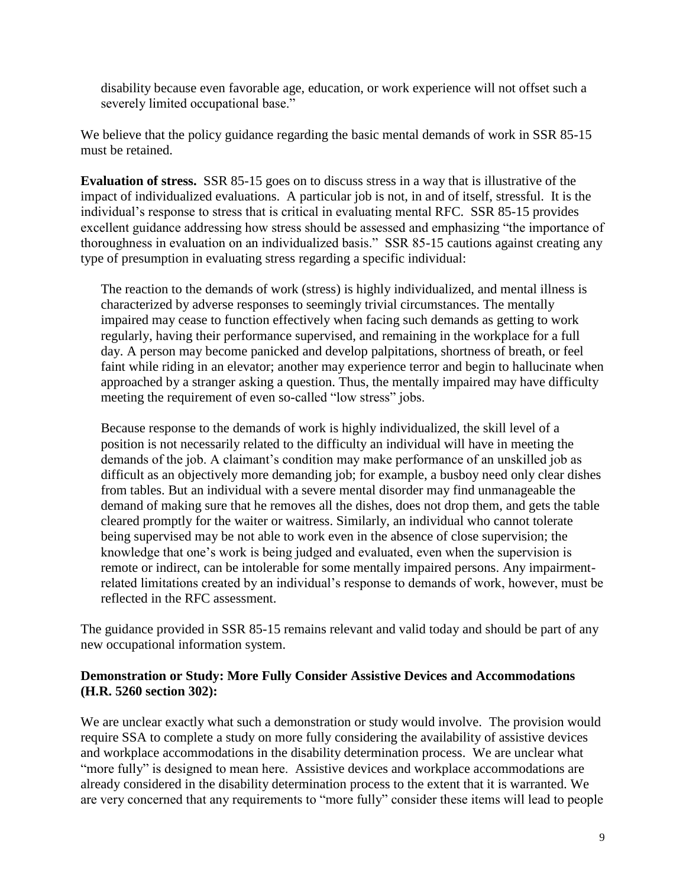> disability because even favorable age, education, or work experience will not offset such a severely limited occupational base."

We believe that the policy guidance regarding the basic mental demands of work in SSR 85-15 must be retained.

**Evaluation of stress.** SSR 85-15 goes on to discuss stress in a way that is illustrative of the impact of individualized evaluations. A particular job is not, in and of itself, stressful. It is the individual's response to stress that is critical in evaluating mental RFC. SSR 85-15 provides excellent guidance addressing how stress should be assessed and emphasizing "the importance of thoroughness in evaluation on an individualized basis." SSR 85-15 cautions against creating any type of presumption in evaluating stress regarding a specific individual:

> The reaction to the demands of work (stress) is highly individualized, and mental illness is characterized by adverse responses to seemingly trivial circumstances. The mentally impaired may cease to function effectively when facing such demands as getting to work regularly, having their performance supervised, and remaining in the workplace for a full day. A person may become panicked and develop palpitations, shortness of breath, or feel faint while riding in an elevator; another may experience terror and begin to hallucinate when approached by a stranger asking a question. Thus, the mentally impaired may have difficulty meeting the requirement of even so-called "low stress" jobs.
>
> Because response to the demands of work is highly individualized, the skill level of a position is not necessarily related to the difficulty an individual will have in meeting the demands of the job. A claimant's condition may make performance of an unskilled job as difficult as an objectively more demanding job; for example, a busboy need only clear dishes from tables. But an individual with a severe mental disorder may find unmanageable the demand of making sure that he removes all the dishes, does not drop them, and gets the table cleared promptly for the waiter or waitress. Similarly, an individual who cannot tolerate being supervised may be not able to work even in the absence of close supervision; the knowledge that one's work is being judged and evaluated, even when the supervision is remote or indirect, can be intolerable for some mentally impaired persons. Any impairment-related limitations created by an individual's response to demands of work, however, must be reflected in the RFC assessment.

The guidance provided in SSR 85-15 remains relevant and valid today and should be part of any new occupational information system.

**Demonstration or Study: More Fully Consider Assistive Devices and Accommodations (H.R. 5260 section 302):**

We are unclear exactly what such a demonstration or study would involve. The provision would require SSA to complete a study on more fully considering the availability of assistive devices and workplace accommodations in the disability determination process. We are unclear what "more fully" is designed to mean here. Assistive devices and workplace accommodations are already considered in the disability determination process to the extent that it is warranted. We are very concerned that any requirements to "more fully" consider these items will lead to people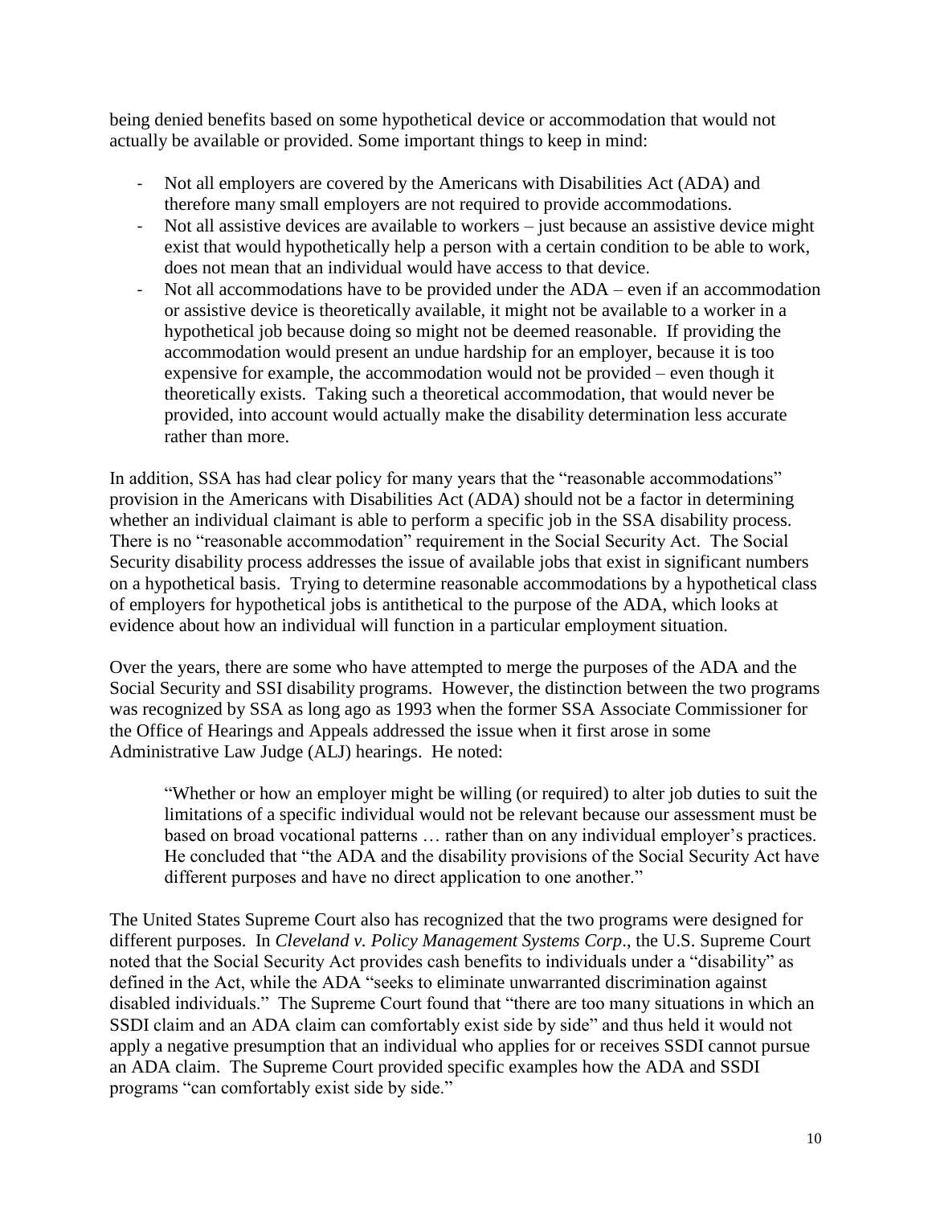being denied benefits based on some hypothetical device or accommodation that would not actually be available or provided. Some important things to keep in mind:

- Not all employers are covered by the Americans with Disabilities Act (ADA) and therefore many small employers are not required to provide accommodations.
- Not all assistive devices are available to workers – just because an assistive device might exist that would hypothetically help a person with a certain condition to be able to work, does not mean that an individual would have access to that device.
- Not all accommodations have to be provided under the ADA – even if an accommodation or assistive device is theoretically available, it might not be available to a worker in a hypothetical job because doing so might not be deemed reasonable. If providing the accommodation would present an undue hardship for an employer, because it is too expensive for example, the accommodation would not be provided – even though it theoretically exists. Taking such a theoretical accommodation, that would never be provided, into account would actually make the disability determination less accurate rather than more.

In addition, SSA has had clear policy for many years that the "reasonable accommodations" provision in the Americans with Disabilities Act (ADA) should not be a factor in determining whether an individual claimant is able to perform a specific job in the SSA disability process. There is no "reasonable accommodation" requirement in the Social Security Act. The Social Security disability process addresses the issue of available jobs that exist in significant numbers on a hypothetical basis. Trying to determine reasonable accommodations by a hypothetical class of employers for hypothetical jobs is antithetical to the purpose of the ADA, which looks at evidence about how an individual will function in a particular employment situation.

Over the years, there are some who have attempted to merge the purposes of the ADA and the Social Security and SSI disability programs. However, the distinction between the two programs was recognized by SSA as long ago as 1993 when the former SSA Associate Commissioner for the Office of Hearings and Appeals addressed the issue when it first arose in some Administrative Law Judge (ALJ) hearings. He noted:

> "Whether or how an employer might be willing (or required) to alter job duties to suit the limitations of a specific individual would not be relevant because our assessment must be based on broad vocational patterns … rather than on any individual employer's practices. He concluded that "the ADA and the disability provisions of the Social Security Act have different purposes and have no direct application to one another."

The United States Supreme Court also has recognized that the two programs were designed for different purposes. In *Cleveland v. Policy Management Systems Corp*., the U.S. Supreme Court noted that the Social Security Act provides cash benefits to individuals under a "disability" as defined in the Act, while the ADA "seeks to eliminate unwarranted discrimination against disabled individuals." The Supreme Court found that "there are too many situations in which an SSDI claim and an ADA claim can comfortably exist side by side" and thus held it would not apply a negative presumption that an individual who applies for or receives SSDI cannot pursue an ADA claim. The Supreme Court provided specific examples how the ADA and SSDI programs "can comfortably exist side by side."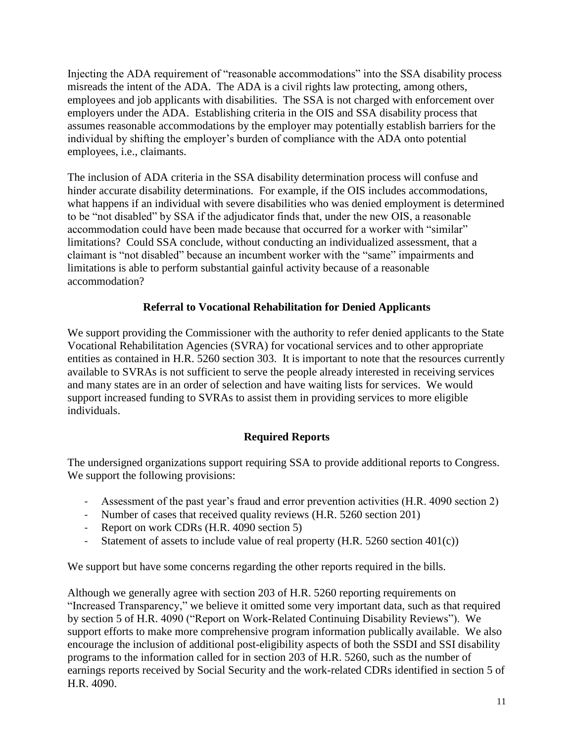Injecting the ADA requirement of "reasonable accommodations" into the SSA disability process misreads the intent of the ADA. The ADA is a civil rights law protecting, among others, employees and job applicants with disabilities. The SSA is not charged with enforcement over employers under the ADA. Establishing criteria in the OIS and SSA disability process that assumes reasonable accommodations by the employer may potentially establish barriers for the individual by shifting the employer's burden of compliance with the ADA onto potential employees, i.e., claimants.

The inclusion of ADA criteria in the SSA disability determination process will confuse and hinder accurate disability determinations. For example, if the OIS includes accommodations, what happens if an individual with severe disabilities who was denied employment is determined to be "not disabled" by SSA if the adjudicator finds that, under the new OIS, a reasonable accommodation could have been made because that occurred for a worker with "similar" limitations? Could SSA conclude, without conducting an individualized assessment, that a claimant is "not disabled" because an incumbent worker with the "same" impairments and limitations is able to perform substantial gainful activity because of a reasonable accommodation?

## Referral to Vocational Rehabilitation for Denied Applicants

We support providing the Commissioner with the authority to refer denied applicants to the State Vocational Rehabilitation Agencies (SVRA) for vocational services and to other appropriate entities as contained in H.R. 5260 section 303. It is important to note that the resources currently available to SVRAs is not sufficient to serve the people already interested in receiving services and many states are in an order of selection and have waiting lists for services. We would support increased funding to SVRAs to assist them in providing services to more eligible individuals.

## Required Reports

The undersigned organizations support requiring SSA to provide additional reports to Congress. We support the following provisions:

- Assessment of the past year's fraud and error prevention activities (H.R. 4090 section 2)
- Number of cases that received quality reviews (H.R. 5260 section 201)
- Report on work CDRs (H.R. 4090 section 5)
- Statement of assets to include value of real property (H.R. 5260 section 401(c))

We support but have some concerns regarding the other reports required in the bills.

Although we generally agree with section 203 of H.R. 5260 reporting requirements on "Increased Transparency," we believe it omitted some very important data, such as that required by section 5 of H.R. 4090 ("Report on Work-Related Continuing Disability Reviews"). We support efforts to make more comprehensive program information publically available. We also encourage the inclusion of additional post-eligibility aspects of both the SSDI and SSI disability programs to the information called for in section 203 of H.R. 5260, such as the number of earnings reports received by Social Security and the work-related CDRs identified in section 5 of H.R. 4090.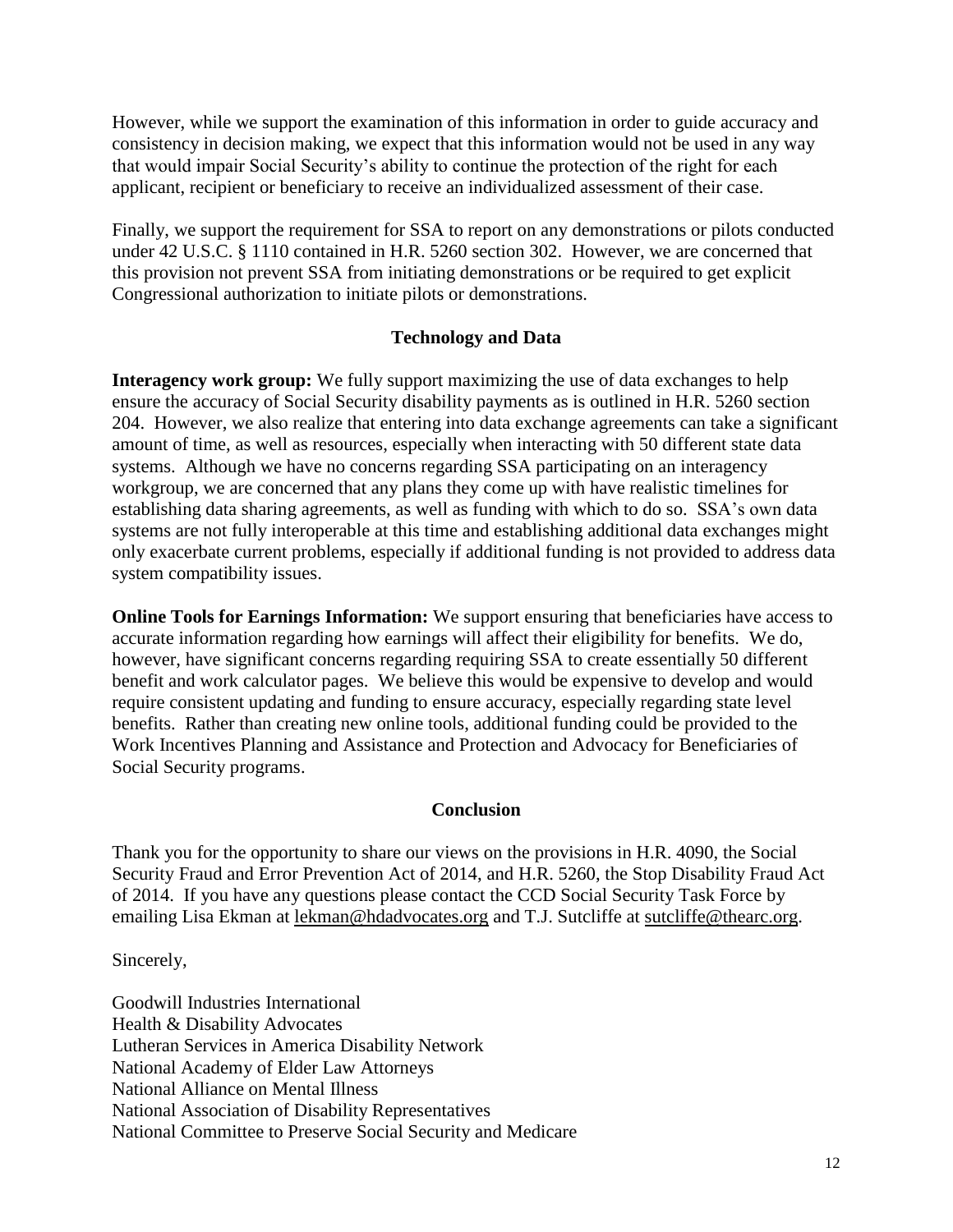However, while we support the examination of this information in order to guide accuracy and consistency in decision making, we expect that this information would not be used in any way that would impair Social Security's ability to continue the protection of the right for each applicant, recipient or beneficiary to receive an individualized assessment of their case.

Finally, we support the requirement for SSA to report on any demonstrations or pilots conducted under 42 U.S.C. § 1110 contained in H.R. 5260 section 302. However, we are concerned that this provision not prevent SSA from initiating demonstrations or be required to get explicit Congressional authorization to initiate pilots or demonstrations.

## Technology and Data

**Interagency work group:** We fully support maximizing the use of data exchanges to help ensure the accuracy of Social Security disability payments as is outlined in H.R. 5260 section 204. However, we also realize that entering into data exchange agreements can take a significant amount of time, as well as resources, especially when interacting with 50 different state data systems. Although we have no concerns regarding SSA participating on an interagency workgroup, we are concerned that any plans they come up with have realistic timelines for establishing data sharing agreements, as well as funding with which to do so. SSA's own data systems are not fully interoperable at this time and establishing additional data exchanges might only exacerbate current problems, especially if additional funding is not provided to address data system compatibility issues.

**Online Tools for Earnings Information:** We support ensuring that beneficiaries have access to accurate information regarding how earnings will affect their eligibility for benefits. We do, however, have significant concerns regarding requiring SSA to create essentially 50 different benefit and work calculator pages. We believe this would be expensive to develop and would require consistent updating and funding to ensure accuracy, especially regarding state level benefits. Rather than creating new online tools, additional funding could be provided to the Work Incentives Planning and Assistance and Protection and Advocacy for Beneficiaries of Social Security programs.

## Conclusion

Thank you for the opportunity to share our views on the provisions in H.R. 4090, the Social Security Fraud and Error Prevention Act of 2014, and H.R. 5260, the Stop Disability Fraud Act of 2014. If you have any questions please contact the CCD Social Security Task Force by emailing Lisa Ekman at lekman@hdadvocates.org and T.J. Sutcliffe at sutcliffe@thearc.org.

Sincerely,

Goodwill Industries International
Health & Disability Advocates
Lutheran Services in America Disability Network
National Academy of Elder Law Attorneys
National Alliance on Mental Illness
National Association of Disability Representatives
National Committee to Preserve Social Security and Medicare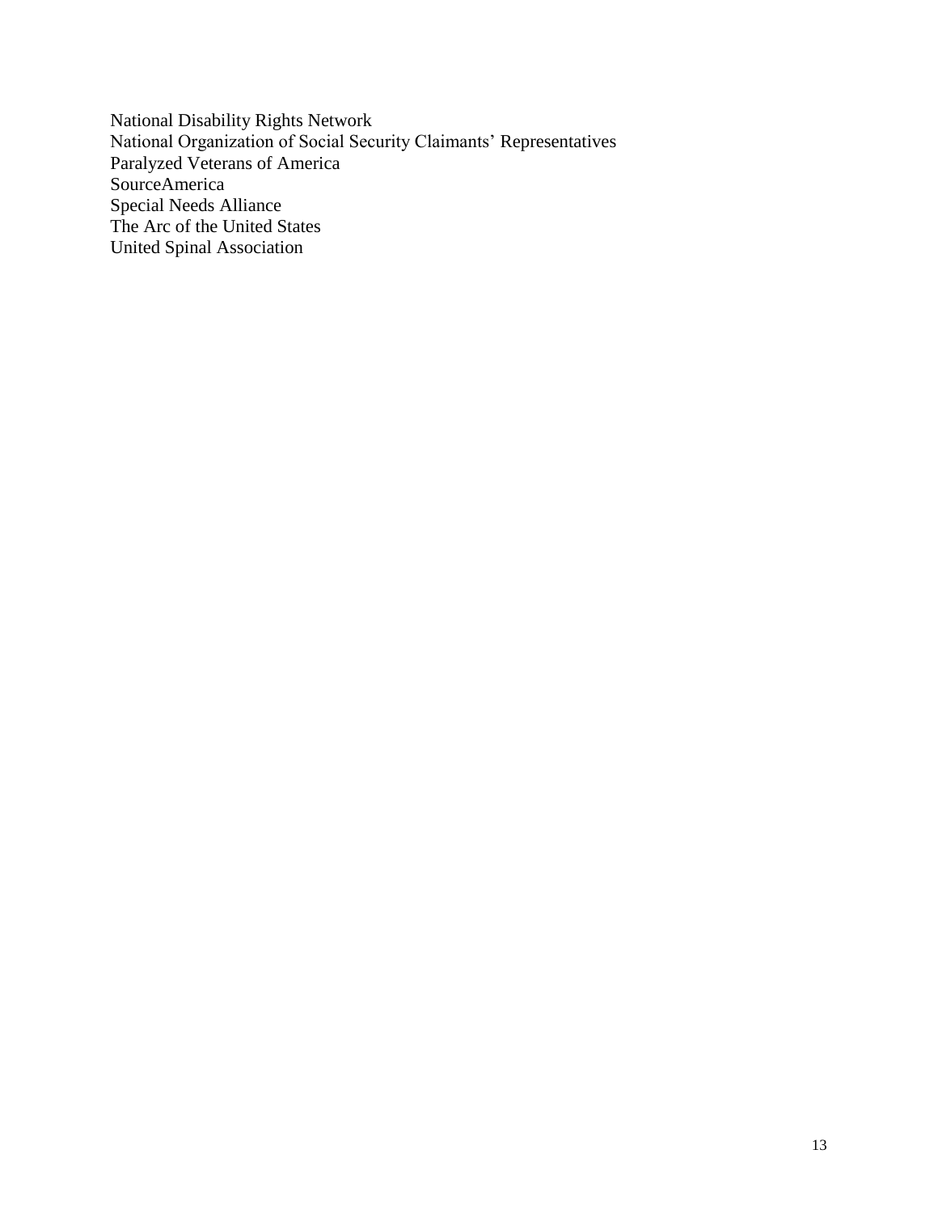National Disability Rights Network
National Organization of Social Security Claimants' Representatives
Paralyzed Veterans of America
SourceAmerica
Special Needs Alliance
The Arc of the United States
United Spinal Association